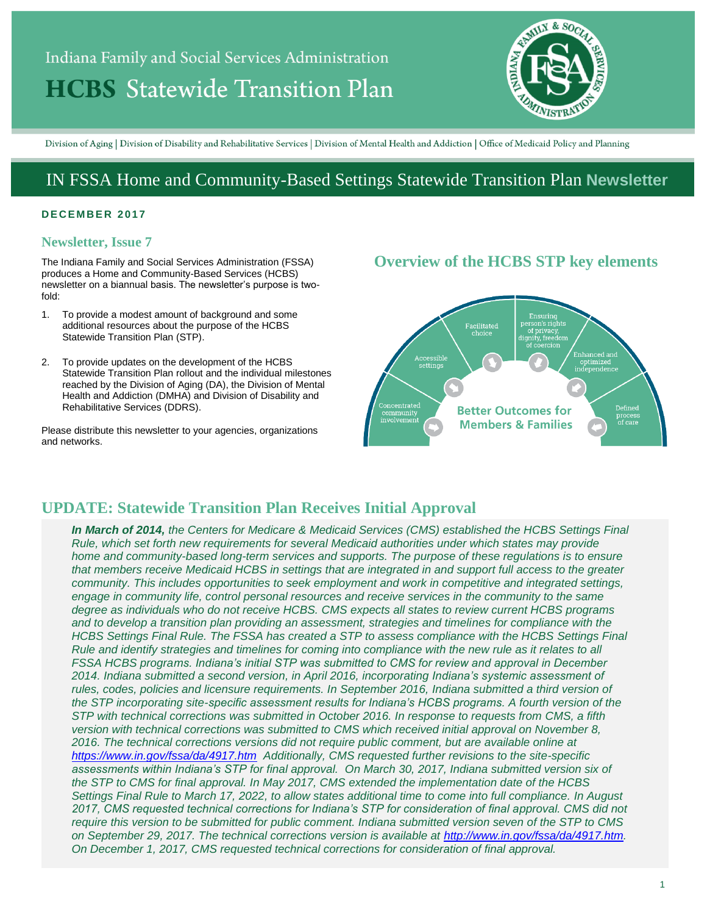Indiana Family and Social Services Administration

# HCBS Statewide Transition Plan

Division of Aging | Division of Disability and Rehabilitative Services | Division of Mental Health and Addiction | Office of Medicaid Policy and Planning

## IN FSSA Home and Community-Based Settings Statewide Transition Plan Newsletter

**DECEMBER 2017**

### Newsletter, Issue 7

The Indiana Family and Social Services Administration (FSSA) produces a Home and Community-Based Services (HCBS) newsletter on a biannual basis. The newsletter's purpose is two-fold:

1. To provide a modest amount of background and some additional resources about the purpose of the HCBS Statewide Transition Plan (STP).
2. To provide updates on the development of the HCBS Statewide Transition Plan rollout and the individual milestones reached by the Division of Aging (DA), the Division of Mental Health and Addiction (DMHA) and Division of Disability and Rehabilitative Services (DDRS).

Please distribute this newsletter to your agencies, organizations and networks.

### Overview of the HCBS STP key elements

Concentrated community involvement

Accessible settings

Facilitated choice

Ensuring person's rights of privacy, dignity, freedom of coercion

Enhanced and optimized independence

Defined process of care

Better Outcomes for Members & Families

## UPDATE: Statewide Transition Plan Receives Initial Approval

***In March of 2014,** the Centers for Medicare & Medicaid Services (CMS) established the HCBS Settings Final Rule, which set forth new requirements for several Medicaid authorities under which states may provide home and community-based long-term services and supports. The purpose of these regulations is to ensure that members receive Medicaid HCBS in settings that are integrated in and support full access to the greater community. This includes opportunities to seek employment and work in competitive and integrated settings, engage in community life, control personal resources and receive services in the community to the same degree as individuals who do not receive HCBS. CMS expects all states to review current HCBS programs and to develop a transition plan providing an assessment, strategies and timelines for compliance with the HCBS Settings Final Rule. The FSSA has created a STP to assess compliance with the HCBS Settings Final Rule and identify strategies and timelines for coming into compliance with the new rule as it relates to all FSSA HCBS programs. Indiana's initial STP was submitted to CMS for review and approval in December 2014. Indiana submitted a second version, in April 2016, incorporating Indiana's systemic assessment of rules, codes, policies and licensure requirements. In September 2016, Indiana submitted a third version of the STP incorporating site-specific assessment results for Indiana's HCBS programs. A fourth version of the STP with technical corrections was submitted in October 2016. In response to requests from CMS, a fifth version with technical corrections was submitted to CMS which received initial approval on November 8, 2016. The technical corrections versions did not require public comment, but are available online at https://www.in.gov/fssa/da/4917.htm Additionally, CMS requested further revisions to the site-specific assessments within Indiana's STP for final approval. On March 30, 2017, Indiana submitted version six of the STP to CMS for final approval. In May 2017, CMS extended the implementation date of the HCBS Settings Final Rule to March 17, 2022, to allow states additional time to come into full compliance. In August 2017, CMS requested technical corrections for Indiana's STP for consideration of final approval. CMS did not require this version to be submitted for public comment. Indiana submitted version seven of the STP to CMS on September 29, 2017. The technical corrections version is available at http://www.in.gov/fssa/da/4917.htm. On December 1, 2017, CMS requested technical corrections for consideration of final approval.*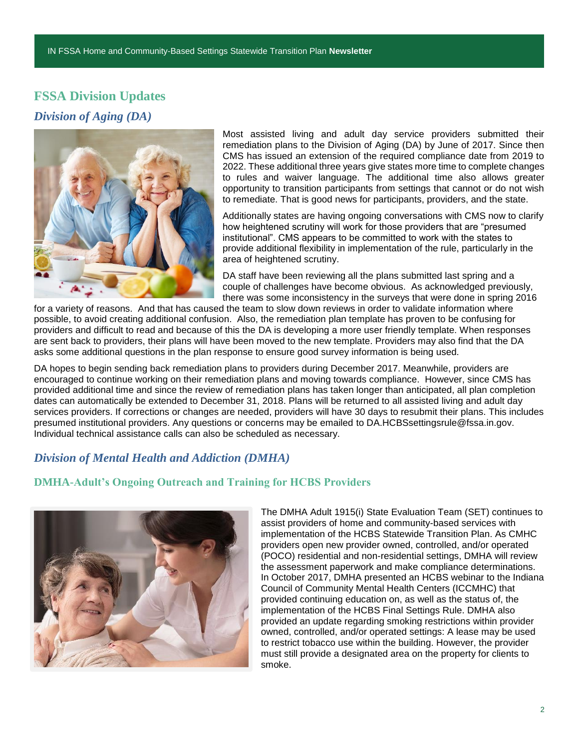## FSSA Division Updates

### *Division of Aging (DA)*

Most assisted living and adult day service providers submitted their remediation plans to the Division of Aging (DA) by June of 2017. Since then CMS has issued an extension of the required compliance date from 2019 to 2022. These additional three years give states more time to complete changes to rules and waiver language. The additional time also allows greater opportunity to transition participants from settings that cannot or do not wish to remediate. That is good news for participants, providers, and the state.

Additionally states are having ongoing conversations with CMS now to clarify how heightened scrutiny will work for those providers that are "presumed institutional". CMS appears to be committed to work with the states to provide additional flexibility in implementation of the rule, particularly in the area of heightened scrutiny.

DA staff have been reviewing all the plans submitted last spring and a couple of challenges have become obvious. As acknowledged previously, there was some inconsistency in the surveys that were done in spring 2016 for a variety of reasons. And that has caused the team to slow down reviews in order to validate information where possible, to avoid creating additional confusion. Also, the remediation plan template has proven to be confusing for providers and difficult to read and because of this the DA is developing a more user friendly template. When responses are sent back to providers, their plans will have been moved to the new template. Providers may also find that the DA asks some additional questions in the plan response to ensure good survey information is being used.

DA hopes to begin sending back remediation plans to providers during December 2017. Meanwhile, providers are encouraged to continue working on their remediation plans and moving towards compliance. However, since CMS has provided additional time and since the review of remediation plans has taken longer than anticipated, all plan completion dates can automatically be extended to December 31, 2018. Plans will be returned to all assisted living and adult day services providers. If corrections or changes are needed, providers will have 30 days to resubmit their plans. This includes presumed institutional providers. Any questions or concerns may be emailed to DA.HCBSsettingsrule@fssa.in.gov. Individual technical assistance calls can also be scheduled as necessary.

### *Division of Mental Health and Addiction (DMHA)*

#### DMHA-Adult's Ongoing Outreach and Training for HCBS Providers

The DMHA Adult 1915(i) State Evaluation Team (SET) continues to assist providers of home and community-based services with implementation of the HCBS Statewide Transition Plan. As CMHC providers open new provider owned, controlled, and/or operated (POCO) residential and non-residential settings, DMHA will review the assessment paperwork and make compliance determinations. In October 2017, DMHA presented an HCBS webinar to the Indiana Council of Community Mental Health Centers (ICCMHC) that provided continuing education on, as well as the status of, the implementation of the HCBS Final Settings Rule. DMHA also provided an update regarding smoking restrictions within provider owned, controlled, and/or operated settings: A lease may be used to restrict tobacco use within the building. However, the provider must still provide a designated area on the property for clients to smoke.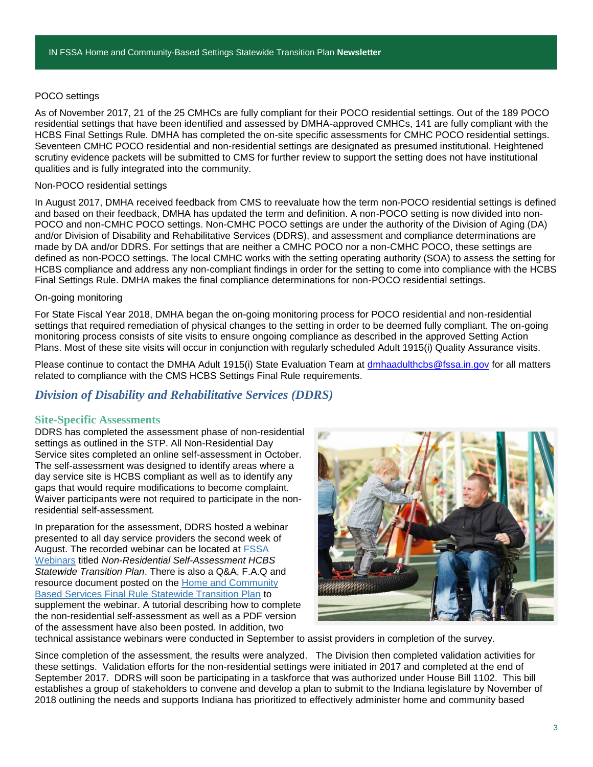POCO settings

As of November 2017, 21 of the 25 CMHCs are fully compliant for their POCO residential settings. Out of the 189 POCO residential settings that have been identified and assessed by DMHA-approved CMHCs, 141 are fully compliant with the HCBS Final Settings Rule. DMHA has completed the on-site specific assessments for CMHC POCO residential settings. Seventeen CMHC POCO residential and non-residential settings are designated as presumed institutional. Heightened scrutiny evidence packets will be submitted to CMS for further review to support the setting does not have institutional qualities and is fully integrated into the community.

Non-POCO residential settings

In August 2017, DMHA received feedback from CMS to reevaluate how the term non-POCO residential settings is defined and based on their feedback, DMHA has updated the term and definition. A non-POCO setting is now divided into non-POCO and non-CMHC POCO settings. Non-CMHC POCO settings are under the authority of the Division of Aging (DA) and/or Division of Disability and Rehabilitative Services (DDRS), and assessment and compliance determinations are made by DA and/or DDRS. For settings that are neither a CMHC POCO nor a non-CMHC POCO, these settings are defined as non-POCO settings. The local CMHC works with the setting operating authority (SOA) to assess the setting for HCBS compliance and address any non-compliant findings in order for the setting to come into compliance with the HCBS Final Settings Rule. DMHA makes the final compliance determinations for non-POCO residential settings.

On-going monitoring

For State Fiscal Year 2018, DMHA began the on-going monitoring process for POCO residential and non-residential settings that required remediation of physical changes to the setting in order to be deemed fully compliant. The on-going monitoring process consists of site visits to ensure ongoing compliance as described in the approved Setting Action Plans. Most of these site visits will occur in conjunction with regularly scheduled Adult 1915(i) Quality Assurance visits.

Please continue to contact the DMHA Adult 1915(i) State Evaluation Team at dmhaadulthcbs@fssa.in.gov for all matters related to compliance with the CMS HCBS Settings Final Rule requirements.

## *Division of Disability and Rehabilitative Services (DDRS)*

### Site-Specific Assessments

DDRS has completed the assessment phase of non-residential settings as outlined in the STP. All Non-Residential Day Service sites completed an online self-assessment in October. The self-assessment was designed to identify areas where a day service site is HCBS compliant as well as to identify any gaps that would require modifications to become complaint. Waiver participants were not required to participate in the non-residential self-assessment.

In preparation for the assessment, DDRS hosted a webinar presented to all day service providers the second week of August. The recorded webinar can be located at FSSA Webinars titled *Non-Residential Self-Assessment HCBS Statewide Transition Plan*. There is also a Q&A, F.A.Q and resource document posted on the Home and Community Based Services Final Rule Statewide Transition Plan to supplement the webinar. A tutorial describing how to complete the non-residential self-assessment as well as a PDF version of the assessment have also been posted. In addition, two technical assistance webinars were conducted in September to assist providers in completion of the survey.

Since completion of the assessment, the results were analyzed. The Division then completed validation activities for these settings. Validation efforts for the non-residential settings were initiated in 2017 and completed at the end of September 2017. DDRS will soon be participating in a taskforce that was authorized under House Bill 1102. This bill establishes a group of stakeholders to convene and develop a plan to submit to the Indiana legislature by November of 2018 outlining the needs and supports Indiana has prioritized to effectively administer home and community based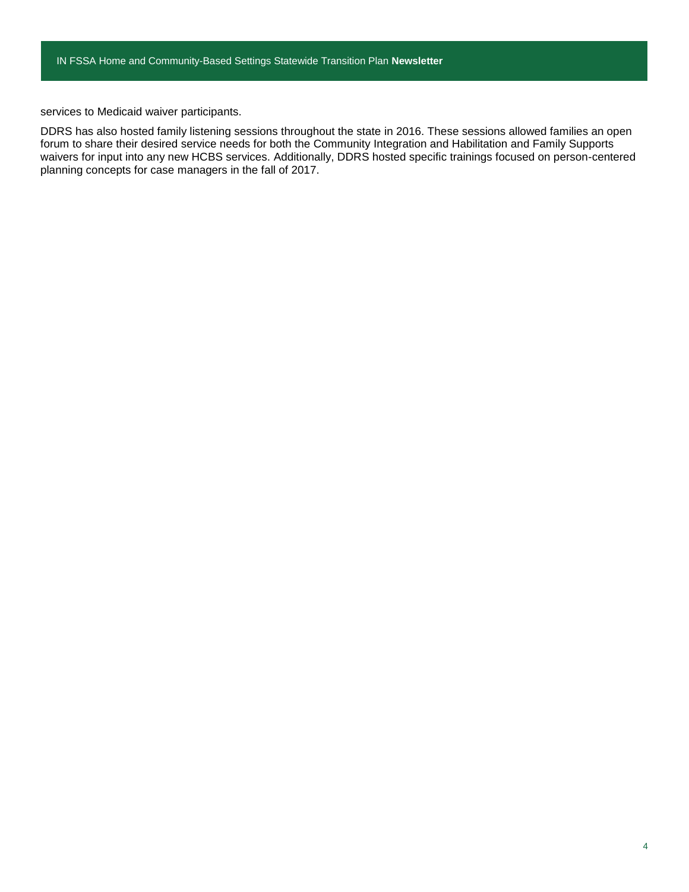services to Medicaid waiver participants.

DDRS has also hosted family listening sessions throughout the state in 2016. These sessions allowed families an open forum to share their desired service needs for both the Community Integration and Habilitation and Family Supports waivers for input into any new HCBS services. Additionally, DDRS hosted specific trainings focused on person-centered planning concepts for case managers in the fall of 2017.